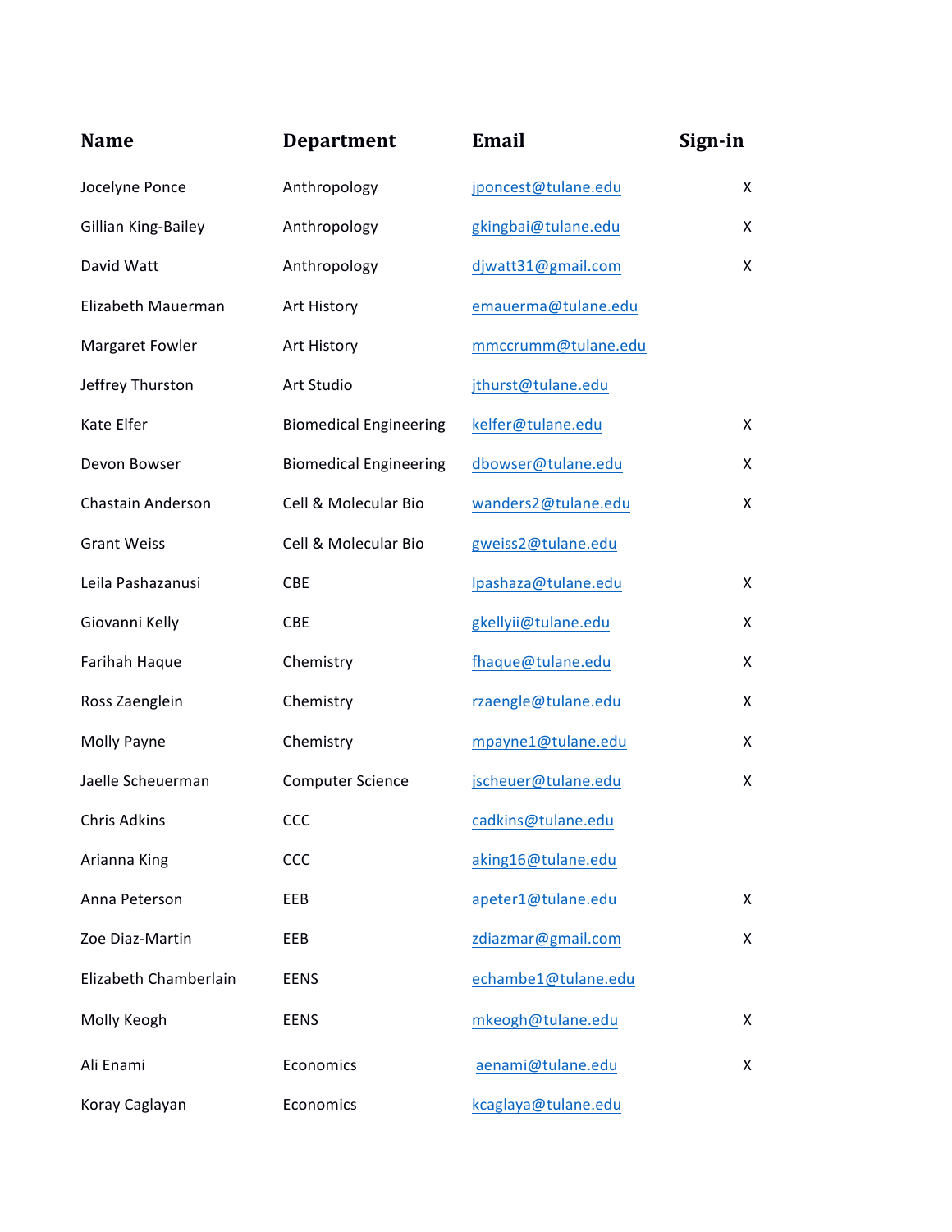| Name | Department | Email | Sign-in |
| --- | --- | --- | --- |
| Jocelyne Ponce | Anthropology | jponcest@tulane.edu | X |
| Gillian King-Bailey | Anthropology | gkingbai@tulane.edu | X |
| David Watt | Anthropology | djwatt31@gmail.com | X |
| Elizabeth Mauerman | Art History | emauerma@tulane.edu | |
| Margaret Fowler | Art History | mmccrumm@tulane.edu | |
| Jeffrey Thurston | Art Studio | jthurst@tulane.edu | |
| Kate Elfer | Biomedical Engineering | kelfer@tulane.edu | X |
| Devon Bowser | Biomedical Engineering | dbowser@tulane.edu | X |
| Chastain Anderson | Cell & Molecular Bio | wanders2@tulane.edu | X |
| Grant Weiss | Cell & Molecular Bio | gweiss2@tulane.edu | |
| Leila Pashazanusi | CBE | lpashaza@tulane.edu | X |
| Giovanni Kelly | CBE | gkellyii@tulane.edu | X |
| Farihah Haque | Chemistry | fhaque@tulane.edu | X |
| Ross Zaenglein | Chemistry | rzaengle@tulane.edu | X |
| Molly Payne | Chemistry | mpayne1@tulane.edu | X |
| Jaelle Scheuerman | Computer Science | jscheuer@tulane.edu | X |
| Chris Adkins | CCC | cadkins@tulane.edu | |
| Arianna King | CCC | aking16@tulane.edu | |
| Anna Peterson | EEB | apeter1@tulane.edu | X |
| Zoe Diaz-Martin | EEB | zdiazmar@gmail.com | X |
| Elizabeth Chamberlain | EENS | echambe1@tulane.edu | |
| Molly Keogh | EENS | mkeogh@tulane.edu | X |
| Ali Enami | Economics | aenami@tulane.edu | X |
| Koray Caglayan | Economics | kcaglaya@tulane.edu | |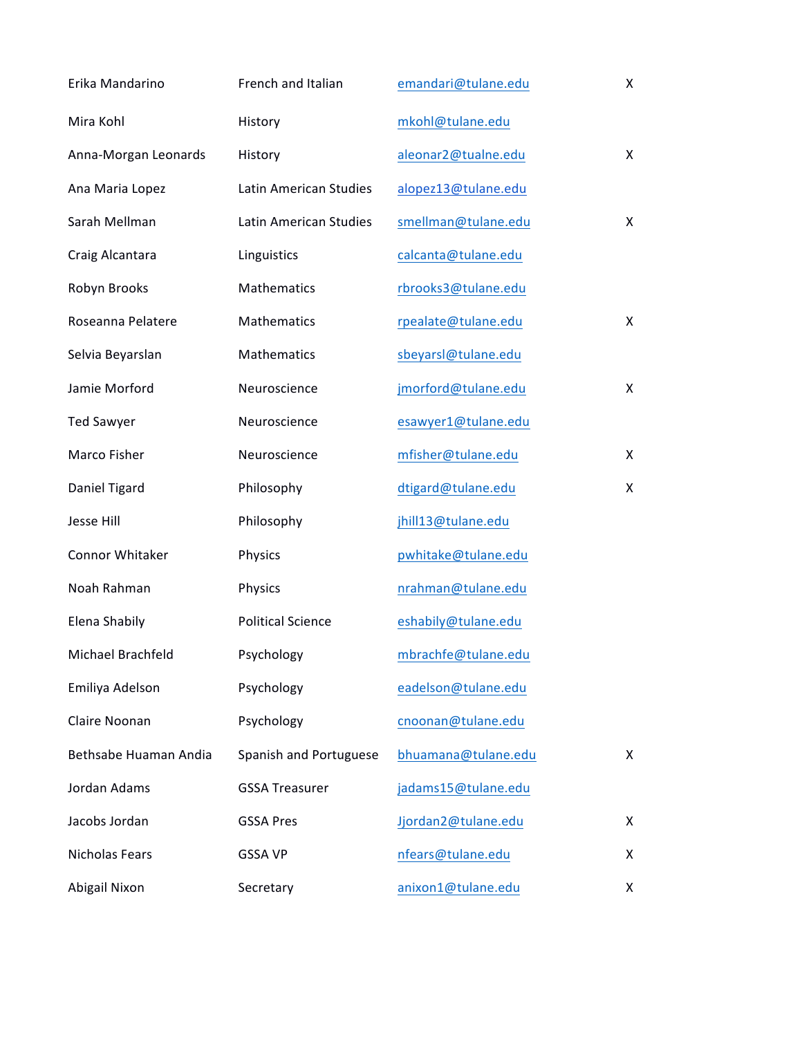| | | | |
|---|---|---|---|
| Erika Mandarino | French and Italian | emandari@tulane.edu | X |
| Mira Kohl | History | mkohl@tulane.edu | |
| Anna-Morgan Leonards | History | aleonar2@tualne.edu | X |
| Ana Maria Lopez | Latin American Studies | alopez13@tulane.edu | |
| Sarah Mellman | Latin American Studies | smellman@tulane.edu | X |
| Craig Alcantara | Linguistics | calcanta@tulane.edu | |
| Robyn Brooks | Mathematics | rbrooks3@tulane.edu | |
| Roseanna Pelatere | Mathematics | rpealate@tulane.edu | X |
| Selvia Beyarslan | Mathematics | sbeyarsl@tulane.edu | |
| Jamie Morford | Neuroscience | jmorford@tulane.edu | X |
| Ted Sawyer | Neuroscience | esawyer1@tulane.edu | |
| Marco Fisher | Neuroscience | mfisher@tulane.edu | X |
| Daniel Tigard | Philosophy | dtigard@tulane.edu | X |
| Jesse Hill | Philosophy | jhill13@tulane.edu | |
| Connor Whitaker | Physics | pwhitake@tulane.edu | |
| Noah Rahman | Physics | nrahman@tulane.edu | |
| Elena Shabily | Political Science | eshabily@tulane.edu | |
| Michael Brachfeld | Psychology | mbrachfe@tulane.edu | |
| Emiliya Adelson | Psychology | eadelson@tulane.edu | |
| Claire Noonan | Psychology | cnoonan@tulane.edu | |
| Bethsabe Huaman Andia | Spanish and Portuguese | bhuamana@tulane.edu | X |
| Jordan Adams | GSSA Treasurer | jadams15@tulane.edu | |
| Jacobs Jordan | GSSA Pres | Jjordan2@tulane.edu | X |
| Nicholas Fears | GSSA VP | nfears@tulane.edu | X |
| Abigail Nixon | Secretary | anixon1@tulane.edu | X |